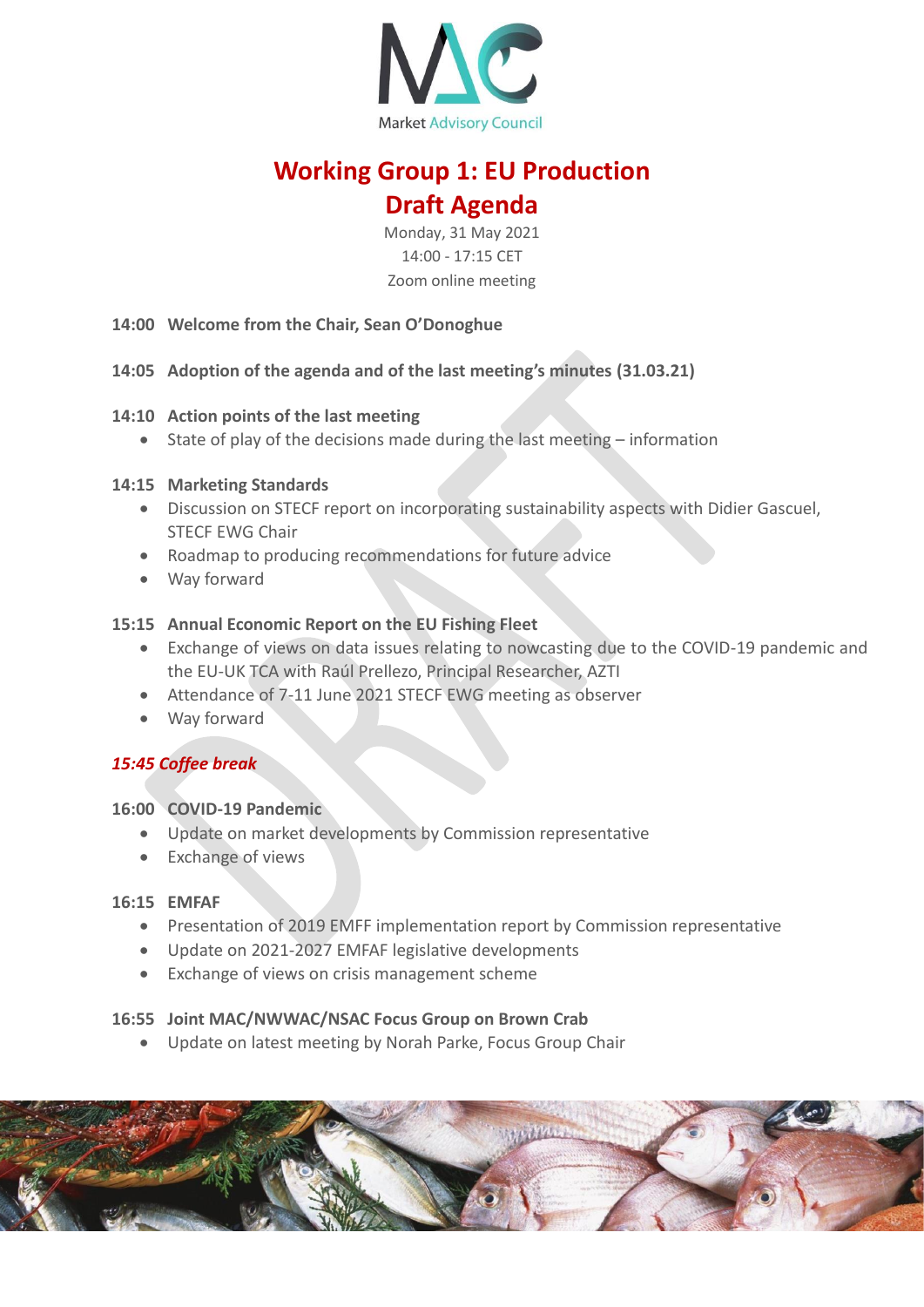Market Advisory Council

# Working Group 1: EU Production
# Draft Agenda

Monday, 31 May 2021
14:00 - 17:15 CET
Zoom online meeting

**14:00 Welcome from the Chair, Sean O'Donoghue**

**14:05 Adoption of the agenda and of the last meeting's minutes (31.03.21)**

**14:10 Action points of the last meeting**

- State of play of the decisions made during the last meeting – information

**14:15 Marketing Standards**

- Discussion on STECF report on incorporating sustainability aspects with Didier Gascuel, STECF EWG Chair
- Roadmap to producing recommendations for future advice
- Way forward

**15:15 Annual Economic Report on the EU Fishing Fleet**

- Exchange of views on data issues relating to nowcasting due to the COVID-19 pandemic and the EU-UK TCA with Raúl Prellezo, Principal Researcher, AZTI
- Attendance of 7-11 June 2021 STECF EWG meeting as observer
- Way forward

***15:45 Coffee break***

**16:00 COVID-19 Pandemic**

- Update on market developments by Commission representative
- Exchange of views

**16:15 EMFAF**

- Presentation of 2019 EMFF implementation report by Commission representative
- Update on 2021-2027 EMFAF legislative developments
- Exchange of views on crisis management scheme

**16:55 Joint MAC/NWWAC/NSAC Focus Group on Brown Crab**

- Update on latest meeting by Norah Parke, Focus Group Chair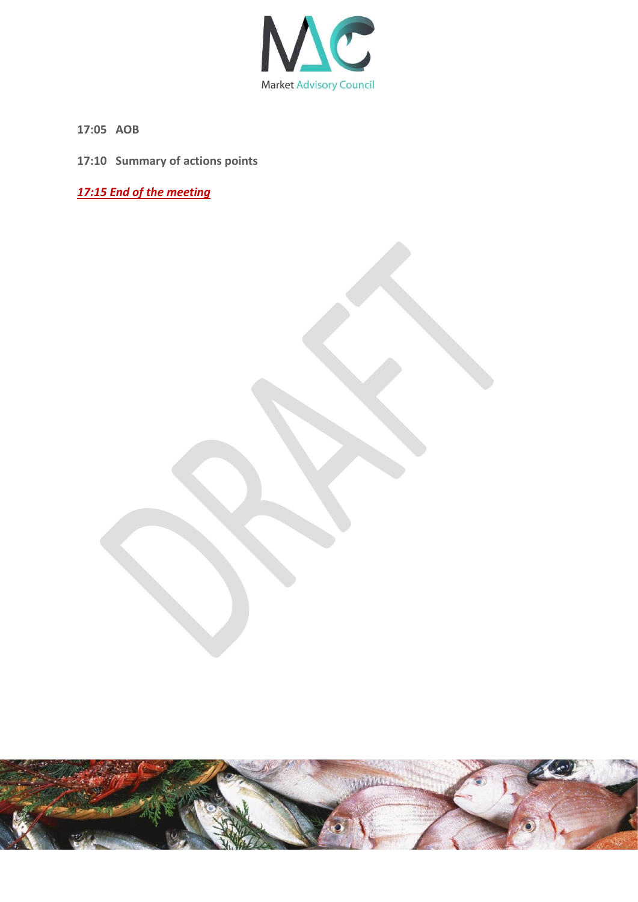**17:05 AOB**

**17:10 Summary of actions points**

***17:15 End of the meeting***